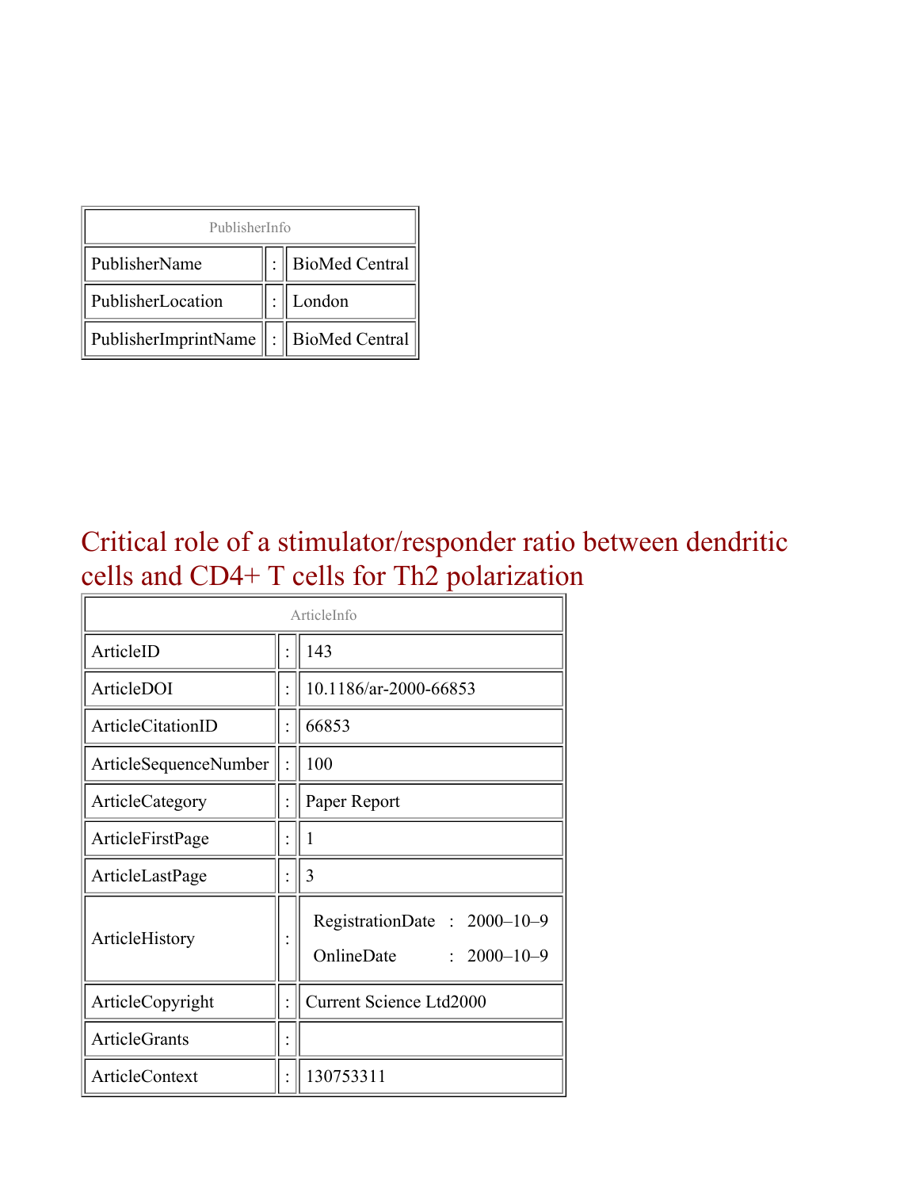| PublisherInfo | | |
|---|---|---|
| PublisherName | : | BioMed Central |
| PublisherLocation | : | London |
| PublisherImprintName | : | BioMed Central |

# Critical role of a stimulator/responder ratio between dendritic cells and CD4+ T cells for Th2 polarization

| ArticleInfo | | |
|---|---|---|
| ArticleID | : | 143 |
| ArticleDOI | : | 10.1186/ar-2000-66853 |
| ArticleCitationID | : | 66853 |
| ArticleSequenceNumber | : | 100 |
| ArticleCategory | : | Paper Report |
| ArticleFirstPage | : | 1 |
| ArticleLastPage | : | 3 |
| ArticleHistory | : | RegistrationDate : 2000–10–9<br>OnlineDate : 2000–10–9 |
| ArticleCopyright | : | Current Science Ltd2000 |
| ArticleGrants | : | |
| ArticleContext | : | 130753311 |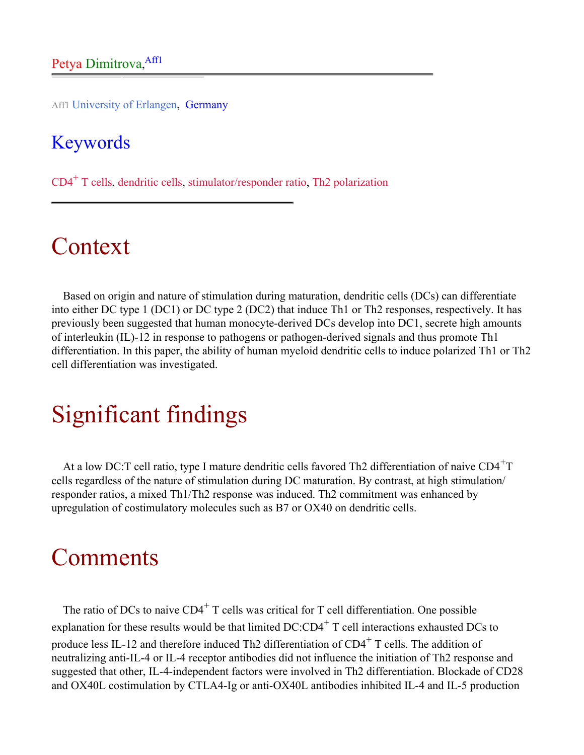Petya Dimitrova,[Aff1]

Aff1 University of Erlangen, Germany

## Keywords

$CD4^+$ T cells, dendritic cells, stimulator/responder ratio, Th2 polarization

# Context

Based on origin and nature of stimulation during maturation, dendritic cells (DCs) can differentiate into either DC type 1 (DC1) or DC type 2 (DC2) that induce Th1 or Th2 responses, respectively. It has previously been suggested that human monocyte-derived DCs develop into DC1, secrete high amounts of interleukin (IL)-12 in response to pathogens or pathogen-derived signals and thus promote Th1 differentiation. In this paper, the ability of human myeloid dendritic cells to induce polarized Th1 or Th2 cell differentiation was investigated.

# Significant findings

At a low DC:T cell ratio, type I mature dendritic cells favored Th2 differentiation of naive $CD4^+$T cells regardless of the nature of stimulation during DC maturation. By contrast, at high stimulation/ responder ratios, a mixed Th1/Th2 response was induced. Th2 commitment was enhanced by upregulation of costimulatory molecules such as B7 or OX40 on dendritic cells.

# Comments

The ratio of DCs to naive $CD4^+$ T cells was critical for T cell differentiation. One possible explanation for these results would be that limited DC:$CD4^+$ T cell interactions exhausted DCs to produce less IL-12 and therefore induced Th2 differentiation of $CD4^+$ T cells. The addition of neutralizing anti-IL-4 or IL-4 receptor antibodies did not influence the initiation of Th2 response and suggested that other, IL-4-independent factors were involved in Th2 differentiation. Blockade of CD28 and OX40L costimulation by CTLA4-Ig or anti-OX40L antibodies inhibited IL-4 and IL-5 production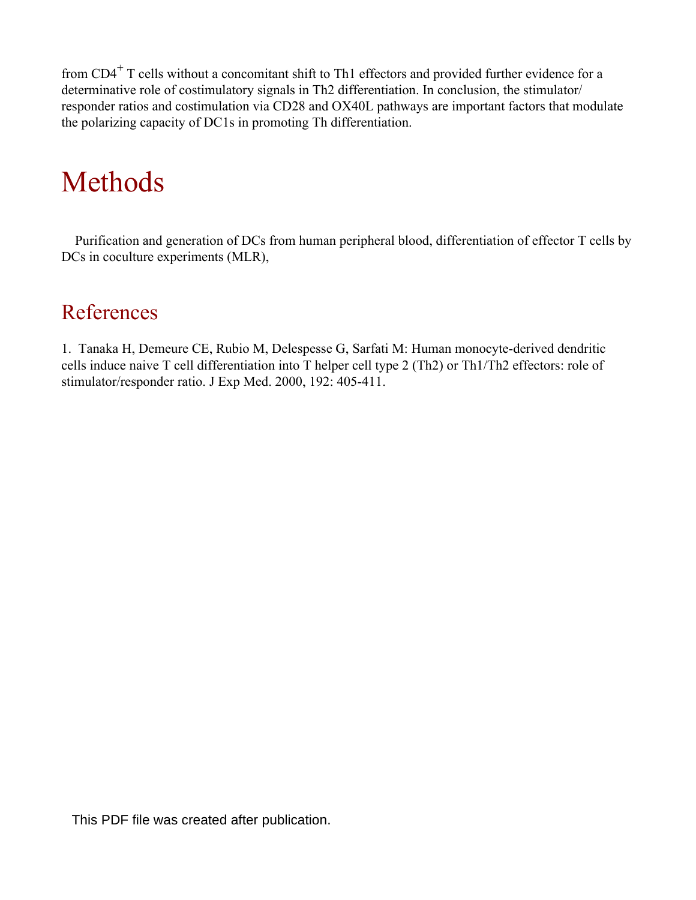from $CD4^+$ T cells without a concomitant shift to Th1 effectors and provided further evidence for a determinative role of costimulatory signals in Th2 differentiation. In conclusion, the stimulator/ responder ratios and costimulation via CD28 and OX40L pathways are important factors that modulate the polarizing capacity of DC1s in promoting Th differentiation.

# Methods

Purification and generation of DCs from human peripheral blood, differentiation of effector T cells by DCs in coculture experiments (MLR),

## References

1. Tanaka H, Demeure CE, Rubio M, Delespesse G, Sarfati M: Human monocyte-derived dendritic cells induce naive T cell differentiation into T helper cell type 2 (Th2) or Th1/Th2 effectors: role of stimulator/responder ratio. J Exp Med. 2000, 192: 405-411.

This PDF file was created after publication.